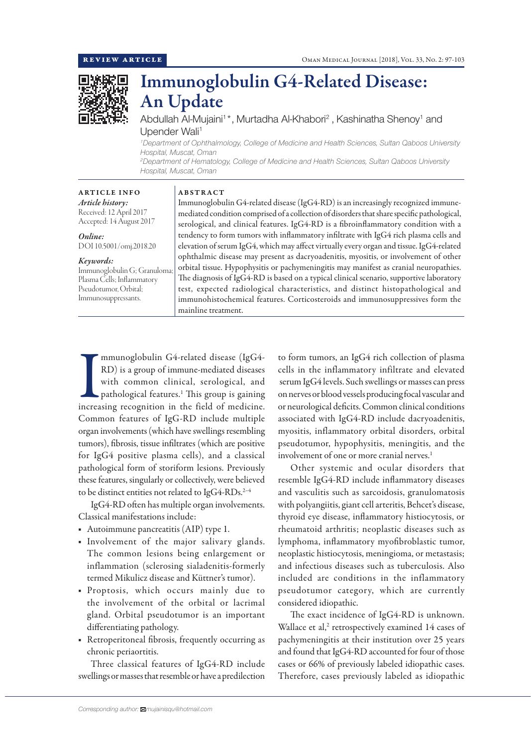REVIEW ARTICLE

# Immunoglobulin G4-Related Disease: An Update

Abdullah Al-Mujaini[1]*, Murtadha Al-Khabori[2], Kashinatha Shenoy[1] and Upender Wali[1]

*[1]Department of Ophthalmology, College of Medicine and Health Sciences, Sultan Qaboos University Hospital, Muscat, Oman*

*[2]Department of Hematology, College of Medicine and Health Sciences, Sultan Qaboos University Hospital, Muscat, Oman*

## ARTICLE INFO

*Article history:*
Received: 12 April 2017
Accepted: 14 August 2017

*Online:*
DOI 10.5001/omj.2018.20

*Keywords:*
Immunoglobulin G; Granuloma; Plasma Cells; Inflammatory Pseudotumor, Orbital; Immunosuppressants.

## ABSTRACT

Immunoglobulin G4-related disease (IgG4-RD) is an increasingly recognized immune-mediated condition comprised of a collection of disorders that share specific pathological, serological, and clinical features. IgG4-RD is a fibroinflammatory condition with a tendency to form tumors with inflammatory infiltrate with IgG4 rich plasma cells and elevation of serum IgG4, which may affect virtually every organ and tissue. IgG4-related ophthalmic disease may present as dacryoadenitis, myositis, or involvement of other orbital tissue. Hypophysitis or pachymeningitis may manifest as cranial neuropathies. The diagnosis of IgG4-RD is based on a typical clinical scenario, supportive laboratory test, expected radiological characteristics, and distinct histopathological and immunohistochemical features. Corticosteroids and immunosuppressives form the mainline treatment.

Immunoglobulin G4-related disease (IgG4-RD) is a group of immune-mediated diseases with common clinical, serological, and pathological features.[1] This group is gaining increasing recognition in the field of medicine. Common features of IgG-RD include multiple organ involvements (which have swellings resembling tumors), fibrosis, tissue infiltrates (which are positive for IgG4 positive plasma cells), and a classical pathological form of storiform lesions. Previously these features, singularly or collectively, were believed to be distinct entities not related to IgG4-RDs.[2–4]

IgG4-RD often has multiple organ involvements. Classical manifestations include:

- Autoimmune pancreatitis (AIP) type 1.
- Involvement of the major salivary glands. The common lesions being enlargement or inflammation (sclerosing sialadenitis-formerly termed Mikulicz disease and Küttner's tumor).
- Proptosis, which occurs mainly due to the involvement of the orbital or lacrimal gland. Orbital pseudotumor is an important differentiating pathology.
- Retroperitoneal fibrosis, frequently occurring as chronic periaortitis.

Three classical features of IgG4-RD include swellings or masses that resemble or have a predilection to form tumors, an IgG4 rich collection of plasma cells in the inflammatory infiltrate and elevated serum IgG4 levels. Such swellings or masses can press on nerves or blood vessels producing focal vascular and or neurological deficits. Common clinical conditions associated with IgG4-RD include dacryoadenitis, myositis, inflammatory orbital disorders, orbital pseudotumor, hypophysitis, meningitis, and the involvement of one or more cranial nerves.[1]

Other systemic and ocular disorders that resemble IgG4-RD include inflammatory diseases and vasculitis such as sarcoidosis, granulomatosis with polyangiitis, giant cell arteritis, Behcet's disease, thyroid eye disease, inflammatory histiocytosis, or rheumatoid arthritis; neoplastic diseases such as lymphoma, inflammatory myofibroblastic tumor, neoplastic histiocytosis, meningioma, or metastasis; and infectious diseases such as tuberculosis. Also included are conditions in the inflammatory pseudotumor category, which are currently considered idiopathic.

The exact incidence of IgG4-RD is unknown. Wallace et al,[2] retrospectively examined 14 cases of pachymeningitis at their institution over 25 years and found that IgG4-RD accounted for four of those cases or 66% of previously labeled idiopathic cases. Therefore, cases previously labeled as idiopathic

*Corresponding author:* mujainisqu@hotmail.com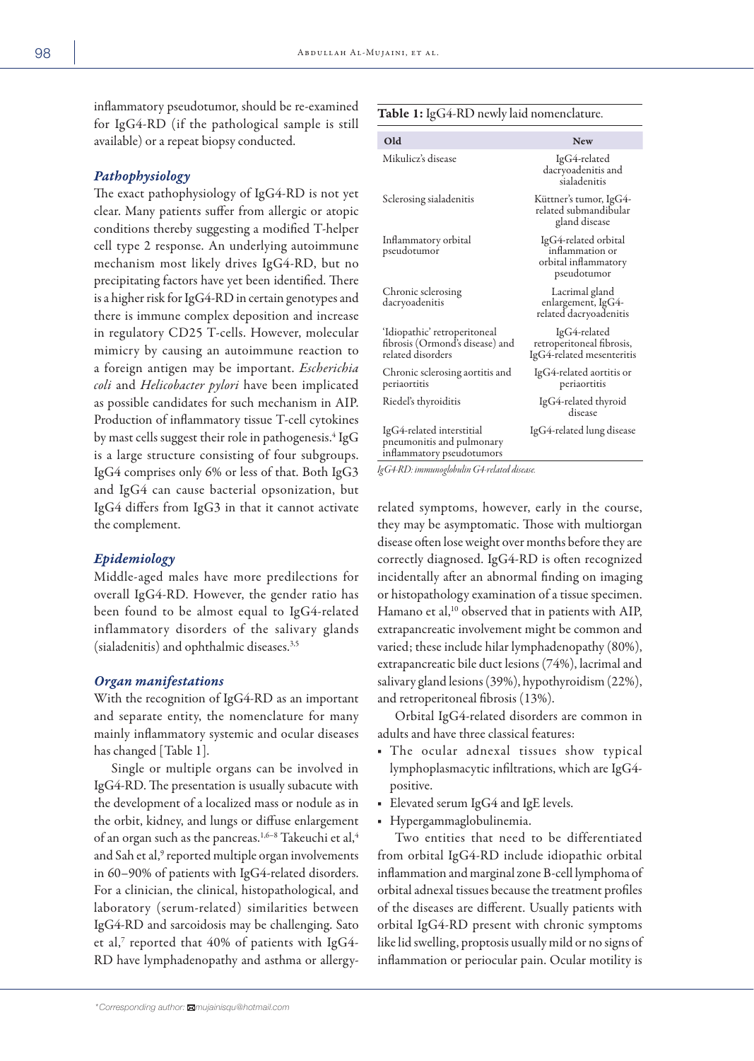inflammatory pseudotumor, should be re-examined for IgG4-RD (if the pathological sample is still available) or a repeat biopsy conducted.

### *Pathophysiology*

The exact pathophysiology of IgG4-RD is not yet clear. Many patients suffer from allergic or atopic conditions thereby suggesting a modified T-helper cell type 2 response. An underlying autoimmune mechanism most likely drives IgG4-RD, but no precipitating factors have yet been identified. There is a higher risk for IgG4-RD in certain genotypes and there is immune complex deposition and increase in regulatory CD25 T-cells. However, molecular mimicry by causing an autoimmune reaction to a foreign antigen may be important. *Escherichia coli* and *Helicobacter pylori* have been implicated as possible candidates for such mechanism in AIP. Production of inflammatory tissue T-cell cytokines by mast cells suggest their role in pathogenesis.[4] IgG is a large structure consisting of four subgroups. IgG4 comprises only 6% or less of that. Both IgG3 and IgG4 can cause bacterial opsonization, but IgG4 differs from IgG3 in that it cannot activate the complement.

### *Epidemiology*

Middle-aged males have more predilections for overall IgG4-RD. However, the gender ratio has been found to be almost equal to IgG4-related inflammatory disorders of the salivary glands (sialadenitis) and ophthalmic diseases.[3,5]

### *Organ manifestations*

With the recognition of IgG4-RD as an important and separate entity, the nomenclature for many mainly inflammatory systemic and ocular diseases has changed [Table 1].

Single or multiple organs can be involved in IgG4-RD. The presentation is usually subacute with the development of a localized mass or nodule as in the orbit, kidney, and lungs or diffuse enlargement of an organ such as the pancreas.[1,6–8] Takeuchi et al,[4] and Sah et al,[9] reported multiple organ involvements in 60–90% of patients with IgG4-related disorders. For a clinician, the clinical, histopathological, and laboratory (serum-related) similarities between IgG4-RD and sarcoidosis may be challenging. Sato et al,[7] reported that 40% of patients with IgG4-RD have lymphadenopathy and asthma or allergy-related symptoms, however, early in the course, they may be asymptomatic. Those with multiorgan disease often lose weight over months before they are correctly diagnosed. IgG4-RD is often recognized incidentally after an abnormal finding on imaging or histopathology examination of a tissue specimen. Hamano et al,[10] observed that in patients with AIP, extrapancreatic involvement might be common and varied; these include hilar lymphadenopathy (80%), extrapancreatic bile duct lesions (74%), lacrimal and salivary gland lesions (39%), hypothyroidism (22%), and retroperitoneal fibrosis (13%).

**Table 1:** IgG4-RD newly laid nomenclature.

| Old | New |
|---|---|
| Mikulicz's disease | IgG4-related dacryoadenitis and sialadenitis |
| Sclerosing sialadenitis | Küttner's tumor, IgG4-related submandibular gland disease |
| Inflammatory orbital pseudotumor | IgG4-related orbital inflammation or orbital inflammatory pseudotumor |
| Chronic sclerosing dacryoadenitis | Lacrimal gland enlargement, IgG4-related dacryoadenitis |
| 'Idiopathic' retroperitoneal fibrosis (Ormond's disease) and related disorders | IgG4-related retroperitoneal fibrosis, IgG4-related mesenteritis |
| Chronic sclerosing aortitis and periaortitis | IgG4-related aortitis or periaortitis |
| Riedel's thyroiditis | IgG4-related thyroid disease |
| IgG4-related interstitial pneumonitis and pulmonary inflammatory pseudotumors | IgG4-related lung disease |

*IgG4-RD: immunoglobulin G4-related disease.*

Orbital IgG4-related disorders are common in adults and have three classical features:

- The ocular adnexal tissues show typical lymphoplasmacytic infiltrations, which are IgG4-positive.
- Elevated serum IgG4 and IgE levels.
- Hypergammaglobulinemia.

Two entities that need to be differentiated from orbital IgG4-RD include idiopathic orbital inflammation and marginal zone B-cell lymphoma of orbital adnexal tissues because the treatment profiles of the diseases are different. Usually patients with orbital IgG4-RD present with chronic symptoms like lid swelling, proptosis usually mild or no signs of inflammation or periocular pain. Ocular motility is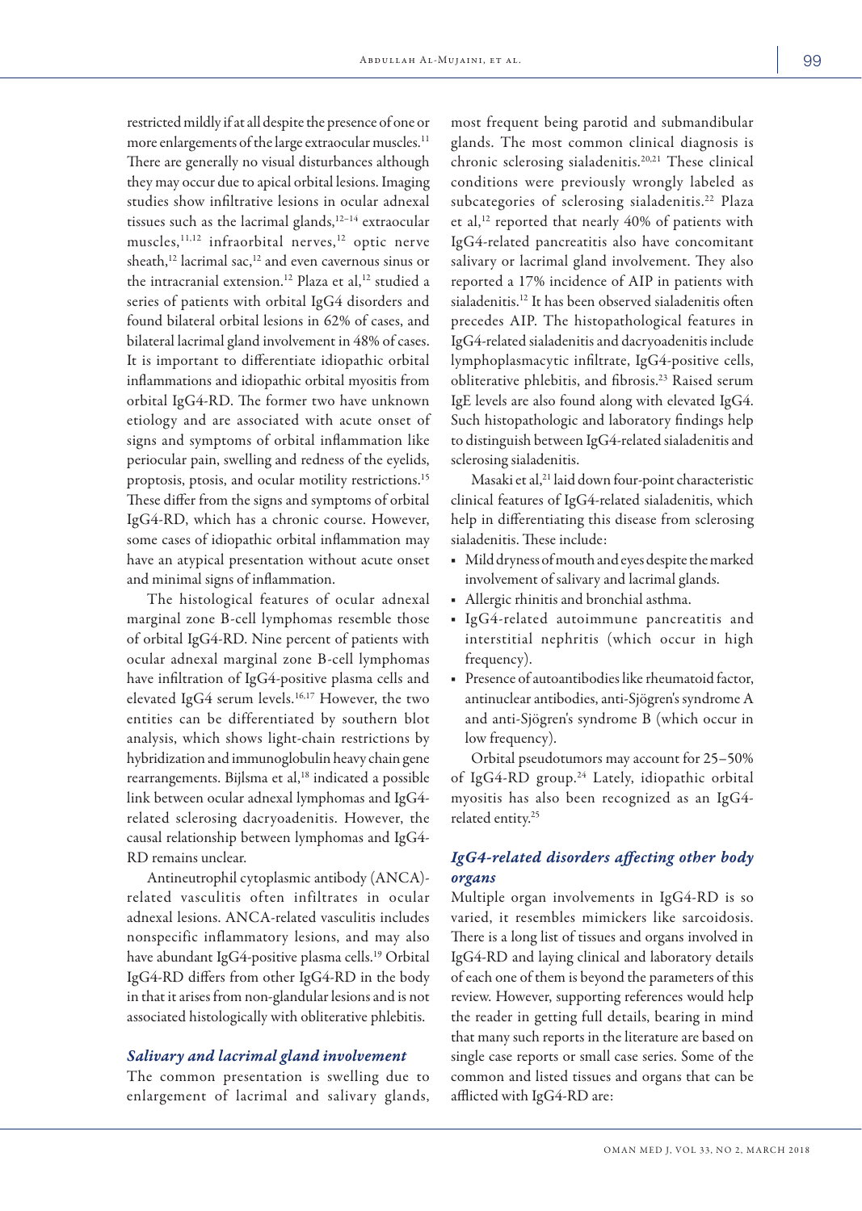restricted mildly if at all despite the presence of one or more enlargements of the large extraocular muscles.[11] There are generally no visual disturbances although they may occur due to apical orbital lesions. Imaging studies show infiltrative lesions in ocular adnexal tissues such as the lacrimal glands,[12–14] extraocular muscles,[11,12] infraorbital nerves,[12] optic nerve sheath,[12] lacrimal sac,[12] and even cavernous sinus or the intracranial extension.[12] Plaza et al,[12] studied a series of patients with orbital IgG4 disorders and found bilateral orbital lesions in 62% of cases, and bilateral lacrimal gland involvement in 48% of cases. It is important to differentiate idiopathic orbital inflammations and idiopathic orbital myositis from orbital IgG4-RD. The former two have unknown etiology and are associated with acute onset of signs and symptoms of orbital inflammation like periocular pain, swelling and redness of the eyelids, proptosis, ptosis, and ocular motility restrictions.[15] These differ from the signs and symptoms of orbital IgG4-RD, which has a chronic course. However, some cases of idiopathic orbital inflammation may have an atypical presentation without acute onset and minimal signs of inflammation.

The histological features of ocular adnexal marginal zone B-cell lymphomas resemble those of orbital IgG4-RD. Nine percent of patients with ocular adnexal marginal zone B-cell lymphomas have infiltration of IgG4-positive plasma cells and elevated IgG4 serum levels.[16,17] However, the two entities can be differentiated by southern blot analysis, which shows light-chain restrictions by hybridization and immunoglobulin heavy chain gene rearrangements. Bijlsma et al,[18] indicated a possible link between ocular adnexal lymphomas and IgG4-related sclerosing dacryoadenitis. However, the causal relationship between lymphomas and IgG4-RD remains unclear.

Antineutrophil cytoplasmic antibody (ANCA)-related vasculitis often infiltrates in ocular adnexal lesions. ANCA-related vasculitis includes nonspecific inflammatory lesions, and may also have abundant IgG4-positive plasma cells.[19] Orbital IgG4-RD differs from other IgG4-RD in the body in that it arises from non-glandular lesions and is not associated histologically with obliterative phlebitis.

### *Salivary and lacrimal gland involvement*

The common presentation is swelling due to enlargement of lacrimal and salivary glands, most frequent being parotid and submandibular glands. The most common clinical diagnosis is chronic sclerosing sialadenitis.[20,21] These clinical conditions were previously wrongly labeled as subcategories of sclerosing sialadenitis.[22] Plaza et al,[12] reported that nearly 40% of patients with IgG4-related pancreatitis also have concomitant salivary or lacrimal gland involvement. They also reported a 17% incidence of AIP in patients with sialadenitis.[12] It has been observed sialadenitis often precedes AIP. The histopathological features in IgG4-related sialadenitis and dacryoadenitis include lymphoplasmacytic infiltrate, IgG4-positive cells, obliterative phlebitis, and fibrosis.[23] Raised serum IgE levels are also found along with elevated IgG4. Such histopathologic and laboratory findings help to distinguish between IgG4-related sialadenitis and sclerosing sialadenitis.

Masaki et al,[21] laid down four-point characteristic clinical features of IgG4-related sialadenitis, which help in differentiating this disease from sclerosing sialadenitis. These include:

- Mild dryness of mouth and eyes despite the marked involvement of salivary and lacrimal glands.
- Allergic rhinitis and bronchial asthma.
- IgG4-related autoimmune pancreatitis and interstitial nephritis (which occur in high frequency).
- Presence of autoantibodies like rheumatoid factor, antinuclear antibodies, anti-Sjögren's syndrome A and anti-Sjögren's syndrome B (which occur in low frequency).

Orbital pseudotumors may account for 25–50% of IgG4-RD group.[24] Lately, idiopathic orbital myositis has also been recognized as an IgG4-related entity.[25]

### *IgG4-related disorders affecting other body organs*

Multiple organ involvements in IgG4-RD is so varied, it resembles mimickers like sarcoidosis. There is a long list of tissues and organs involved in IgG4-RD and laying clinical and laboratory details of each one of them is beyond the parameters of this review. However, supporting references would help the reader in getting full details, bearing in mind that many such reports in the literature are based on single case reports or small case series. Some of the common and listed tissues and organs that can be afflicted with IgG4-RD are: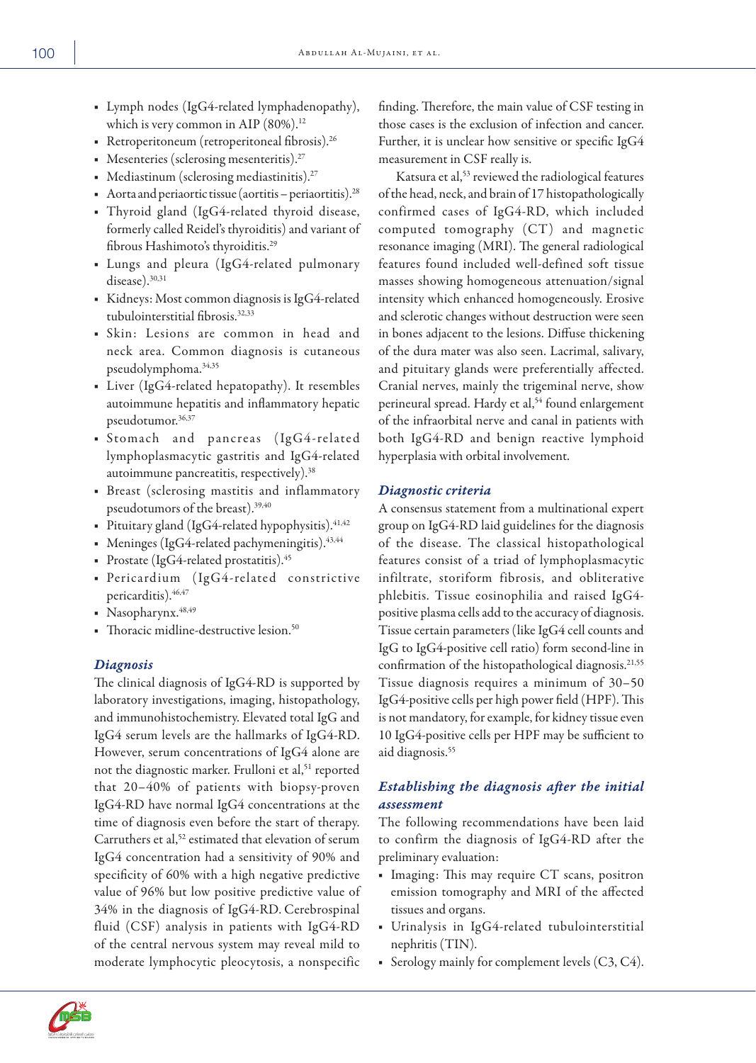- Lymph nodes (IgG4-related lymphadenopathy), which is very common in AIP (80%).[12]
- Retroperitoneum (retroperitoneal fibrosis).[26]
- Mesenteries (sclerosing mesenteritis).[27]
- Mediastinum (sclerosing mediastinitis).[27]
- Aorta and periaortic tissue (aortitis – periaortitis).[28]
- Thyroid gland (IgG4-related thyroid disease, formerly called Reidel's thyroiditis) and variant of fibrous Hashimoto's thyroiditis.[29]
- Lungs and pleura (IgG4-related pulmonary disease).[30,31]
- Kidneys: Most common diagnosis is IgG4-related tubulointerstitial fibrosis.[32,33]
- Skin: Lesions are common in head and neck area. Common diagnosis is cutaneous pseudolymphoma.[34,35]
- Liver (IgG4-related hepatopathy). It resembles autoimmune hepatitis and inflammatory hepatic pseudotumor.[36,37]
- Stomach and pancreas (IgG4-related lymphoplasmacytic gastritis and IgG4-related autoimmune pancreatitis, respectively).[38]
- Breast (sclerosing mastitis and inflammatory pseudotumors of the breast).[39,40]
- Pituitary gland (IgG4-related hypophysitis).[41,42]
- Meninges (IgG4-related pachymeningitis).[43,44]
- Prostate (IgG4-related prostatitis).[45]
- Pericardium (IgG4-related constrictive pericarditis).[46,47]
- Nasopharynx.[48,49]
- Thoracic midline-destructive lesion.[50]

## *Diagnosis*

The clinical diagnosis of IgG4-RD is supported by laboratory investigations, imaging, histopathology, and immunohistochemistry. Elevated total IgG and IgG4 serum levels are the hallmarks of IgG4-RD. However, serum concentrations of IgG4 alone are not the diagnostic marker. Frulloni et al,[51] reported that 20–40% of patients with biopsy-proven IgG4-RD have normal IgG4 concentrations at the time of diagnosis even before the start of therapy. Carruthers et al,[52] estimated that elevation of serum IgG4 concentration had a sensitivity of 90% and specificity of 60% with a high negative predictive value of 96% but low positive predictive value of 34% in the diagnosis of IgG4-RD. Cerebrospinal fluid (CSF) analysis in patients with IgG4-RD of the central nervous system may reveal mild to moderate lymphocytic pleocytosis, a nonspecific finding. Therefore, the main value of CSF testing in those cases is the exclusion of infection and cancer. Further, it is unclear how sensitive or specific IgG4 measurement in CSF really is.

Katsura et al,[53] reviewed the radiological features of the head, neck, and brain of 17 histopathologically confirmed cases of IgG4-RD, which included computed tomography (CT) and magnetic resonance imaging (MRI). The general radiological features found included well-defined soft tissue masses showing homogeneous attenuation/signal intensity which enhanced homogeneously. Erosive and sclerotic changes without destruction were seen in bones adjacent to the lesions. Diffuse thickening of the dura mater was also seen. Lacrimal, salivary, and pituitary glands were preferentially affected. Cranial nerves, mainly the trigeminal nerve, show perineural spread. Hardy et al,[54] found enlargement of the infraorbital nerve and canal in patients with both IgG4-RD and benign reactive lymphoid hyperplasia with orbital involvement.

## *Diagnostic criteria*

A consensus statement from a multinational expert group on IgG4-RD laid guidelines for the diagnosis of the disease. The classical histopathological features consist of a triad of lymphoplasmacytic infiltrate, storiform fibrosis, and obliterative phlebitis. Tissue eosinophilia and raised IgG4-positive plasma cells add to the accuracy of diagnosis. Tissue certain parameters (like IgG4 cell counts and IgG to IgG4-positive cell ratio) form second-line in confirmation of the histopathological diagnosis.[21,55] Tissue diagnosis requires a minimum of 30–50 IgG4-positive cells per high power field (HPF). This is not mandatory, for example, for kidney tissue even 10 IgG4-positive cells per HPF may be sufficient to aid diagnosis.[55]

## *Establishing the diagnosis after the initial assessment*

The following recommendations have been laid to confirm the diagnosis of IgG4-RD after the preliminary evaluation:

- Imaging: This may require CT scans, positron emission tomography and MRI of the affected tissues and organs.
- Urinalysis in IgG4-related tubulointerstitial nephritis (TIN).
- Serology mainly for complement levels (C3, C4).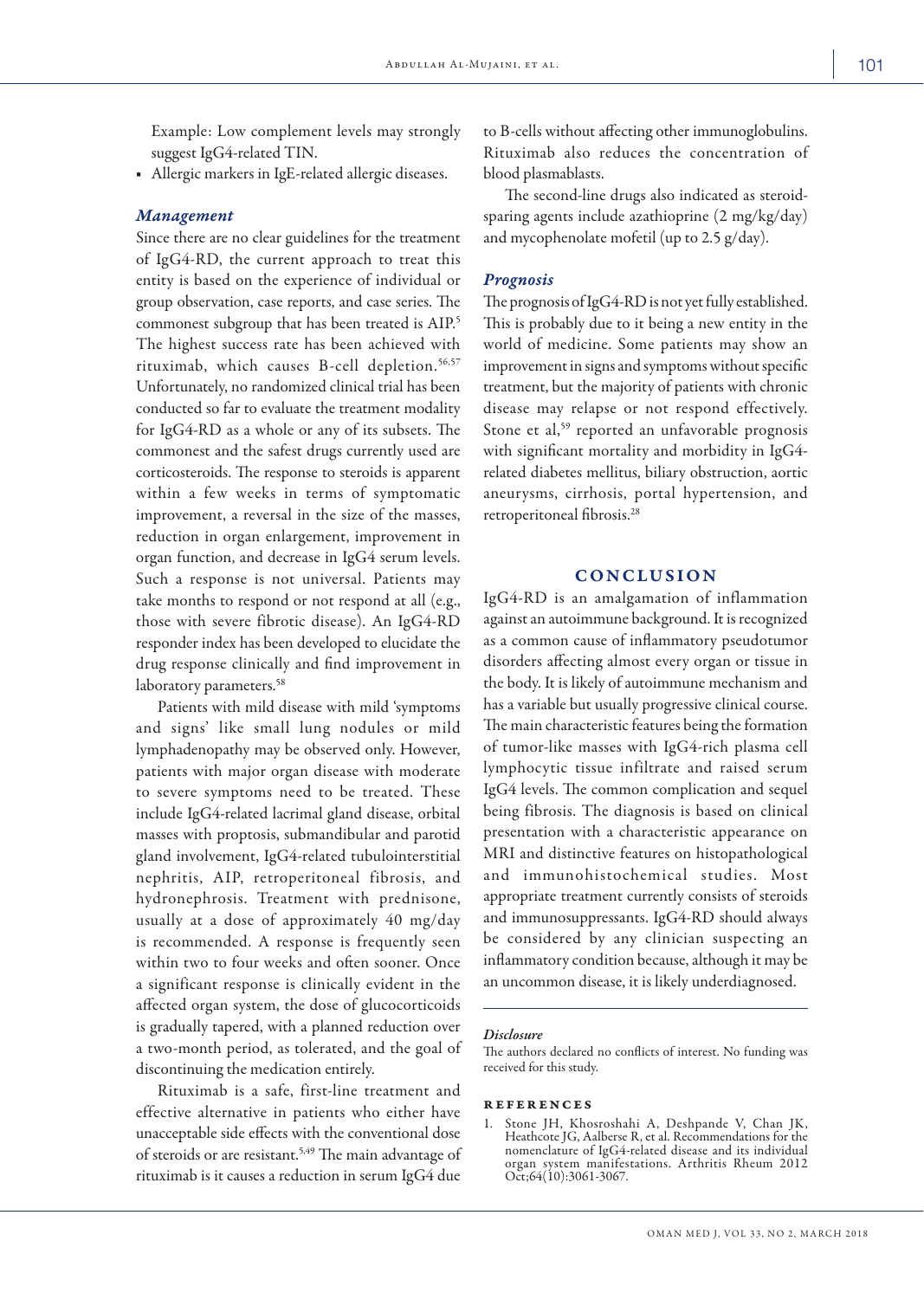Example: Low complement levels may strongly suggest IgG4-related TIN.

- Allergic markers in IgE-related allergic diseases.

### *Management*

Since there are no clear guidelines for the treatment of IgG4-RD, the current approach to treat this entity is based on the experience of individual or group observation, case reports, and case series. The commonest subgroup that has been treated is AIP.[5] The highest success rate has been achieved with rituximab, which causes B-cell depletion.[56,57] Unfortunately, no randomized clinical trial has been conducted so far to evaluate the treatment modality for IgG4-RD as a whole or any of its subsets. The commonest and the safest drugs currently used are corticosteroids. The response to steroids is apparent within a few weeks in terms of symptomatic improvement, a reversal in the size of the masses, reduction in organ enlargement, improvement in organ function, and decrease in IgG4 serum levels. Such a response is not universal. Patients may take months to respond or not respond at all (e.g., those with severe fibrotic disease). An IgG4-RD responder index has been developed to elucidate the drug response clinically and find improvement in laboratory parameters.[58]

Patients with mild disease with mild 'symptoms and signs' like small lung nodules or mild lymphadenopathy may be observed only. However, patients with major organ disease with moderate to severe symptoms need to be treated. These include IgG4-related lacrimal gland disease, orbital masses with proptosis, submandibular and parotid gland involvement, IgG4-related tubulointerstitial nephritis, AIP, retroperitoneal fibrosis, and hydronephrosis. Treatment with prednisone, usually at a dose of approximately 40 mg/day is recommended. A response is frequently seen within two to four weeks and often sooner. Once a significant response is clinically evident in the affected organ system, the dose of glucocorticoids is gradually tapered, with a planned reduction over a two-month period, as tolerated, and the goal of discontinuing the medication entirely.

Rituximab is a safe, first-line treatment and effective alternative in patients who either have unacceptable side effects with the conventional dose of steroids or are resistant.[5,49] The main advantage of rituximab is it causes a reduction in serum IgG4 due to B-cells without affecting other immunoglobulins. Rituximab also reduces the concentration of blood plasmablasts.

The second-line drugs also indicated as steroid-sparing agents include azathioprine (2 mg/kg/day) and mycophenolate mofetil (up to 2.5 g/day).

### *Prognosis*

The prognosis of IgG4-RD is not yet fully established. This is probably due to it being a new entity in the world of medicine. Some patients may show an improvement in signs and symptoms without specific treatment, but the majority of patients with chronic disease may relapse or not respond effectively. Stone et al,[59] reported an unfavorable prognosis with significant mortality and morbidity in IgG4-related diabetes mellitus, biliary obstruction, aortic aneurysms, cirrhosis, portal hypertension, and retroperitoneal fibrosis.[28]

## CONCLUSION

IgG4-RD is an amalgamation of inflammation against an autoimmune background. It is recognized as a common cause of inflammatory pseudotumor disorders affecting almost every organ or tissue in the body. It is likely of autoimmune mechanism and has a variable but usually progressive clinical course. The main characteristic features being the formation of tumor-like masses with IgG4-rich plasma cell lymphocytic tissue infiltrate and raised serum IgG4 levels. The common complication and sequel being fibrosis. The diagnosis is based on clinical presentation with a characteristic appearance on MRI and distinctive features on histopathological and immunohistochemical studies. Most appropriate treatment currently consists of steroids and immunosuppressants. IgG4-RD should always be considered by any clinician suspecting an inflammatory condition because, although it may be an uncommon disease, it is likely underdiagnosed.

#### *Disclosure*

The authors declared no conflicts of interest. No funding was received for this study.

## REFERENCES

1. Stone JH, Khosroshahi A, Deshpande V, Chan JK, Heathcote JG, Aalberse R, et al. Recommendations for the nomenclature of IgG4-related disease and its individual organ system manifestations. Arthritis Rheum 2012 Oct;64(10):3061-3067.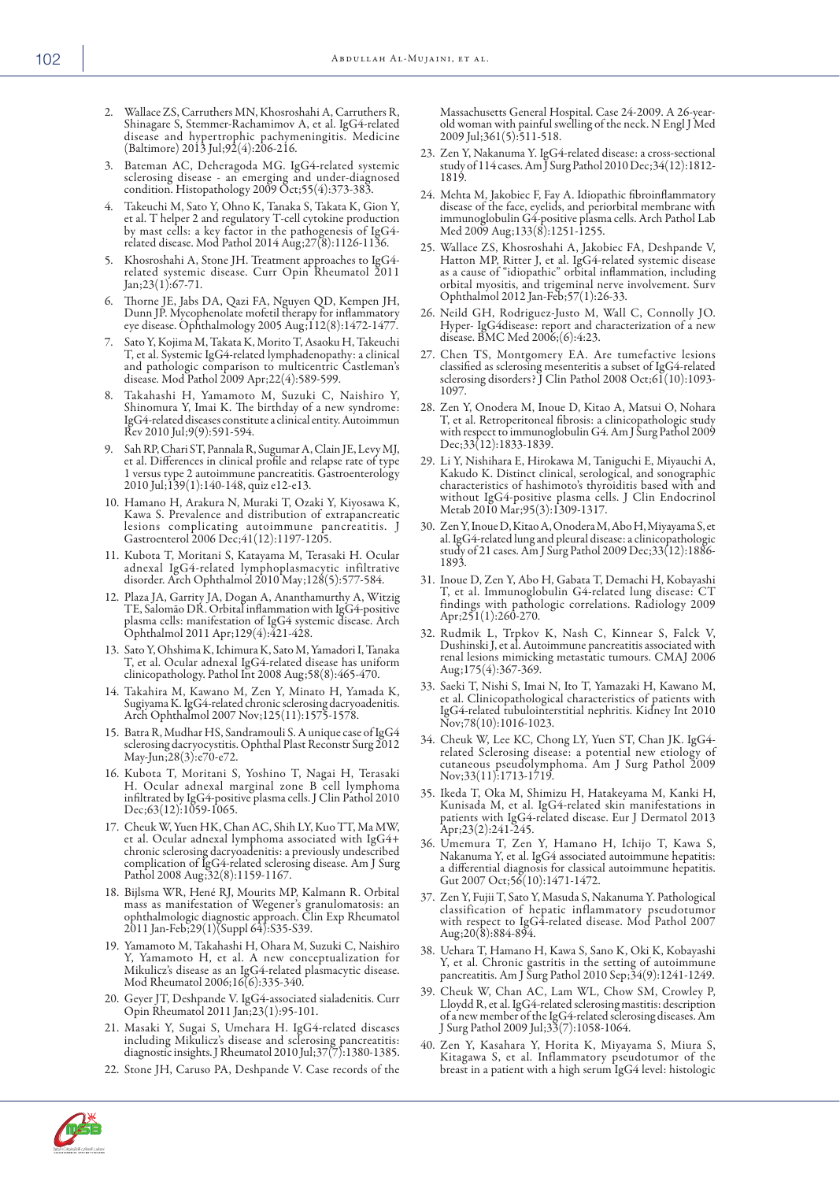2. Wallace ZS, Carruthers MN, Khosroshahi A, Carruthers R, Shinagare S, Stemmer-Rachamimov A, et al. IgG4-related disease and hypertrophic pachymeningitis. Medicine (Baltimore) 2013 Jul;92(4):206-216.
3. Bateman AC, Deheragoda MG. IgG4-related systemic sclerosing disease - an emerging and under-diagnosed condition. Histopathology 2009 Oct;55(4):373-383.
4. Takeuchi M, Sato Y, Ohno K, Tanaka S, Takata K, Gion Y, et al. T helper 2 and regulatory T-cell cytokine production by mast cells: a key factor in the pathogenesis of IgG4-related disease. Mod Pathol 2014 Aug;27(8):1126-1136.
5. Khosroshahi A, Stone JH. Treatment approaches to IgG4-related systemic disease. Curr Opin Rheumatol 2011 Jan;23(1):67-71.
6. Thorne JE, Jabs DA, Qazi FA, Nguyen QD, Kempen JH, Dunn JP. Mycophenolate mofetil therapy for inflammatory eye disease. Ophthalmology 2005 Aug;112(8):1472-1477.
7. Sato Y, Kojima M, Takata K, Morito T, Asaoku H, Takeuchi T, et al. Systemic IgG4-related lymphadenopathy: a clinical and pathologic comparison to multicentric Castleman's disease. Mod Pathol 2009 Apr;22(4):589-599.
8. Takahashi H, Yamamoto M, Suzuki C, Naishiro Y, Shinomura Y, Imai K. The birthday of a new syndrome: IgG4-related diseases constitute a clinical entity. Autoimmun Rev 2010 Jul;9(9):591-594.
9. Sah RP, Chari ST, Pannala R, Sugumar A, Clain JE, Levy MJ, et al. Differences in clinical profile and relapse rate of type 1 versus type 2 autoimmune pancreatitis. Gastroenterology 2010 Jul;139(1):140-148, quiz e12-e13.
10. Hamano H, Arakura N, Muraki T, Ozaki Y, Kiyosawa K, Kawa S. Prevalence and distribution of extrapancreatic lesions complicating autoimmune pancreatitis. J Gastroenterol 2006 Dec;41(12):1197-1205.
11. Kubota T, Moritani S, Katayama M, Terasaki H. Ocular adnexal IgG4-related lymphoplasmacytic infiltrative disorder. Arch Ophthalmol 2010 May;128(5):577-584.
12. Plaza JA, Garrity JA, Dogan A, Ananthamurthy A, Witzig TE, Salomão DR. Orbital inflammation with IgG4-positive plasma cells: manifestation of IgG4 systemic disease. Arch Ophthalmol 2011 Apr;129(4):421-428.
13. Sato Y, Ohshima K, Ichimura K, Sato M, Yamadori I, Tanaka T, et al. Ocular adnexal IgG4-related disease has uniform clinicopathology. Pathol Int 2008 Aug;58(8):465-470.
14. Takahira M, Kawano M, Zen Y, Minato H, Yamada K, Sugiyama K. IgG4-related chronic sclerosing dacryoadenitis. Arch Ophthalmol 2007 Nov;125(11):1575-1578.
15. Batra R, Mudhar HS, Sandramouli S. A unique case of IgG4 sclerosing dacryocystitis. Ophthal Plast Reconstr Surg 2012 May-Jun;28(3):e70-e72.
16. Kubota T, Moritani S, Yoshino T, Nagai H, Terasaki H. Ocular adnexal marginal zone B cell lymphoma infiltrated by IgG4-positive plasma cells. J Clin Pathol 2010 Dec;63(12):1059-1065.
17. Cheuk W, Yuen HK, Chan AC, Shih LY, Kuo TT, Ma MW, et al. Ocular adnexal lymphoma associated with IgG4+ chronic sclerosing dacryoadenitis: a previously undescribed complication of IgG4-related sclerosing disease. Am J Surg Pathol 2008 Aug;32(8):1159-1167.
18. Bijlsma WR, Hené RJ, Mourits MP, Kalmann R. Orbital mass as manifestation of Wegener's granulomatosis: an ophthalmologic diagnostic approach. Clin Exp Rheumatol 2011 Jan-Feb;29(1)(Suppl 64):S35-S39.
19. Yamamoto M, Takahashi H, Ohara M, Suzuki C, Naishiro Y, Yamamoto H, et al. A new conceptualization for Mikulicz's disease as an IgG4-related plasmacytic disease. Mod Rheumatol 2006;16(6):335-340.
20. Geyer JT, Deshpande V. IgG4-associated sialadenitis. Curr Opin Rheumatol 2011 Jan;23(1):95-101.
21. Masaki Y, Sugai S, Umehara H. IgG4-related diseases including Mikulicz's disease and sclerosing pancreatitis: diagnostic insights. J Rheumatol 2010 Jul;37(7):1380-1385.
22. Stone JH, Caruso PA, Deshpande V. Case records of the Massachusetts General Hospital. Case 24-2009. A 26-year-old woman with painful swelling of the neck. N Engl J Med 2009 Jul;361(5):511-518.
23. Zen Y, Nakanuma Y. IgG4-related disease: a cross-sectional study of 114 cases. Am J Surg Pathol 2010 Dec;34(12):1812-1819.
24. Mehta M, Jakobiec F, Fay A. Idiopathic fibroinflammatory disease of the face, eyelids, and periorbital membrane with immunoglobulin G4-positive plasma cells. Arch Pathol Lab Med 2009 Aug;133(8):1251-1255.
25. Wallace ZS, Khosroshahi A, Jakobiec FA, Deshpande V, Hatton MP, Ritter J, et al. IgG4-related systemic disease as a cause of "idiopathic" orbital inflammation, including orbital myositis, and trigeminal nerve involvement. Surv Ophthalmol 2012 Jan-Feb;57(1):26-33.
26. Neild GH, Rodriguez-Justo M, Wall C, Connolly JO. Hyper- IgG4disease: report and characterization of a new disease. BMC Med 2006;(6):4:23.
27. Chen TS, Montgomery EA. Are tumefactive lesions classified as sclerosing mesenteritis a subset of IgG4-related sclerosing disorders? J Clin Pathol 2008 Oct;61(10):1093-1097.
28. Zen Y, Onodera M, Inoue D, Kitao A, Matsui O, Nohara T, et al. Retroperitoneal fibrosis: a clinicopathologic study with respect to immunoglobulin G4. Am J Surg Pathol 2009 Dec;33(12):1833-1839.
29. Li Y, Nishihara E, Hirokawa M, Taniguchi E, Miyauchi A, Kakudo K. Distinct clinical, serological, and sonographic characteristics of hashimoto's thyroiditis based with and without IgG4-positive plasma cells. J Clin Endocrinol Metab 2010 Mar;95(3):1309-1317.
30. Zen Y, Inoue D, Kitao A, Onodera M, Abo H, Miyayama S, et al. IgG4-related lung and pleural disease: a clinicopathologic study of 21 cases. Am J Surg Pathol 2009 Dec;33(12):1886-1893.
31. Inoue D, Zen Y, Abo H, Gabata T, Demachi H, Kobayashi T, et al. Immunoglobulin G4-related lung disease: CT findings with pathologic correlations. Radiology 2009 Apr;251(1):260-270.
32. Rudmik L, Trpkov K, Nash C, Kinnear S, Falck V, Dushinski J, et al. Autoimmune pancreatitis associated with renal lesions mimicking metastatic tumours. CMAJ 2006 Aug;175(4):367-369.
33. Saeki T, Nishi S, Imai N, Ito T, Yamazaki H, Kawano M, et al. Clinicopathological characteristics of patients with IgG4-related tubulointerstitial nephritis. Kidney Int 2010 Nov;78(10):1016-1023.
34. Cheuk W, Lee KC, Chong LY, Yuen ST, Chan JK. IgG4-related Sclerosing disease: a potential new etiology of cutaneous pseudolymphoma. Am J Surg Pathol 2009 Nov;33(11):1713-1719.
35. Ikeda T, Oka M, Shimizu H, Hatakeyama M, Kanki H, Kunisada M, et al. IgG4-related skin manifestations in patients with IgG4-related disease. Eur J Dermatol 2013 Apr;23(2):241-245.
36. Umemura T, Zen Y, Hamano H, Ichijo T, Kawa S, Nakanuma Y, et al. IgG4 associated autoimmune hepatitis: a differential diagnosis for classical autoimmune hepatitis. Gut 2007 Oct;56(10):1471-1472.
37. Zen Y, Fujii T, Sato Y, Masuda S, Nakanuma Y. Pathological classification of hepatic inflammatory pseudotumor with respect to IgG4-related disease. Mod Pathol 2007 Aug;20(8):884-894.
38. Uehara T, Hamano H, Kawa S, Sano K, Oki K, Kobayashi Y, et al. Chronic gastritis in the setting of autoimmune pancreatitis. Am J Surg Pathol 2010 Sep;34(9):1241-1249.
39. Cheuk W, Chan AC, Lam WL, Chow SM, Crowley P, Lloydd R, et al. IgG4-related sclerosing mastitis: description of a new member of the IgG4-related sclerosing diseases. Am J Surg Pathol 2009 Jul;33(7):1058-1064.
40. Zen Y, Kasahara Y, Horita K, Miyayama S, Miura S, Kitagawa S, et al. Inflammatory pseudotumor of the breast in a patient with a high serum IgG4 level: histologic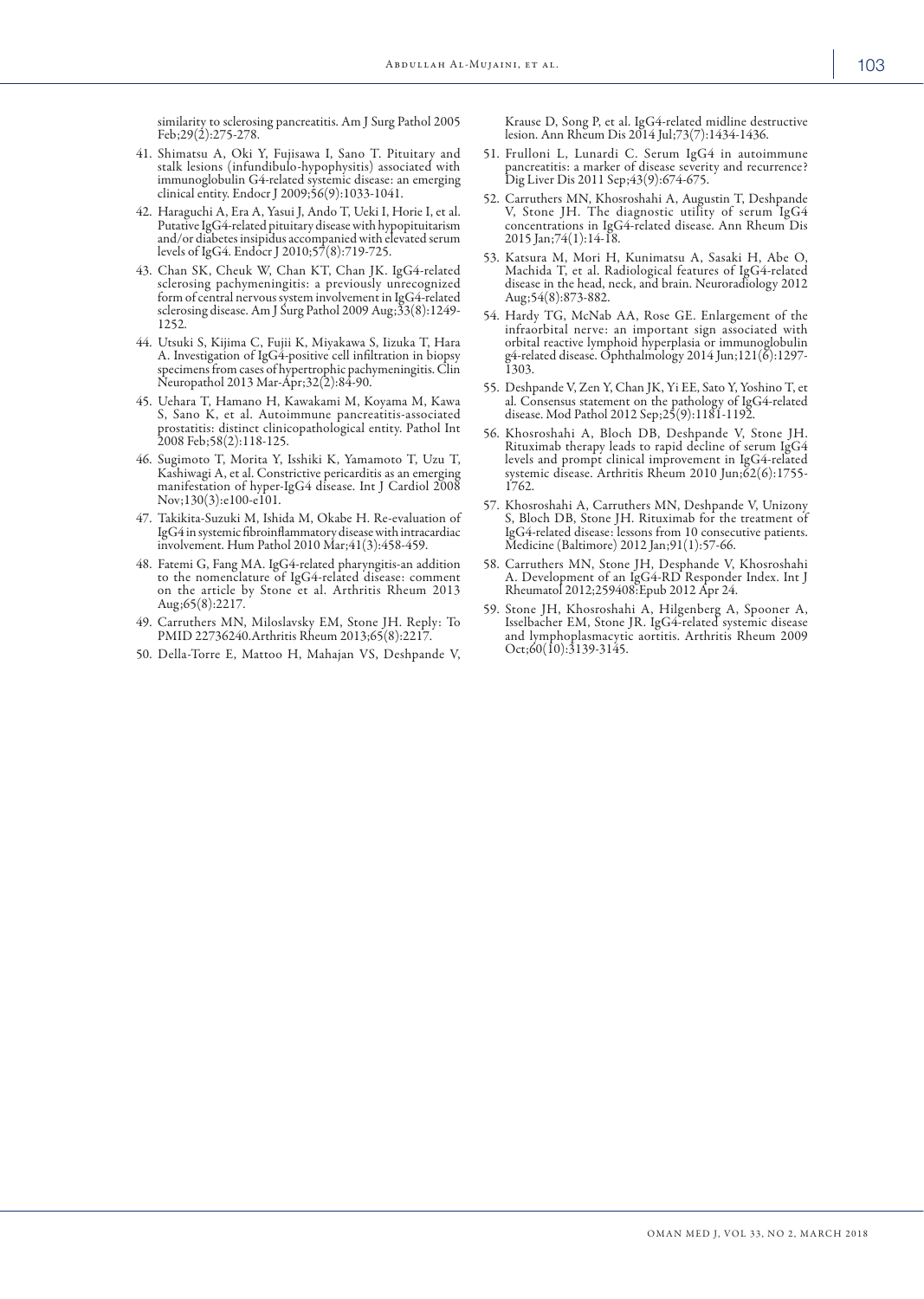similarity to sclerosing pancreatitis. Am J Surg Pathol 2005 Feb;29(2):275-278.

41. Shimatsu A, Oki Y, Fujisawa I, Sano T. Pituitary and stalk lesions (infundibulo-hypophysitis) associated with immunoglobulin G4-related systemic disease: an emerging clinical entity. Endocr J 2009;56(9):1033-1041.
42. Haraguchi A, Era A, Yasui J, Ando T, Ueki I, Horie I, et al. Putative IgG4-related pituitary disease with hypopituitarism and/or diabetes insipidus accompanied with elevated serum levels of IgG4. Endocr J 2010;57(8):719-725.
43. Chan SK, Cheuk W, Chan KT, Chan JK. IgG4-related sclerosing pachymeningitis: a previously unrecognized form of central nervous system involvement in IgG4-related sclerosing disease. Am J Surg Pathol 2009 Aug;33(8):1249-1252.
44. Utsuki S, Kijima C, Fujii K, Miyakawa S, Iizuka T, Hara A. Investigation of IgG4-positive cell infiltration in biopsy specimens from cases of hypertrophic pachymeningitis. Clin Neuropathol 2013 Mar-Apr;32(2):84-90.
45. Uehara T, Hamano H, Kawakami M, Koyama M, Kawa S, Sano K, et al. Autoimmune pancreatitis-associated prostatitis: distinct clinicopathological entity. Pathol Int 2008 Feb;58(2):118-125.
46. Sugimoto T, Morita Y, Isshiki K, Yamamoto T, Uzu T, Kashiwagi A, et al. Constrictive pericarditis as an emerging manifestation of hyper-IgG4 disease. Int J Cardiol 2008 Nov;130(3):e100-e101.
47. Takikita-Suzuki M, Ishida M, Okabe H. Re-evaluation of IgG4 in systemic fibroinflammatory disease with intracardiac involvement. Hum Pathol 2010 Mar;41(3):458-459.
48. Fatemi G, Fang MA. IgG4-related pharyngitis-an addition to the nomenclature of IgG4-related disease: comment on the article by Stone et al. Arthritis Rheum 2013 Aug;65(8):2217.
49. Carruthers MN, Miloslavsky EM, Stone JH. Reply: To PMID 22736240.Arthritis Rheum 2013;65(8):2217.
50. Della-Torre E, Mattoo H, Mahajan VS, Deshpande V, Krause D, Song P, et al. IgG4-related midline destructive lesion. Ann Rheum Dis 2014 Jul;73(7):1434-1436.
51. Frulloni L, Lunardi C. Serum IgG4 in autoimmune pancreatitis: a marker of disease severity and recurrence? Dig Liver Dis 2011 Sep;43(9):674-675.
52. Carruthers MN, Khosroshahi A, Augustin T, Deshpande V, Stone JH. The diagnostic utility of serum IgG4 concentrations in IgG4-related disease. Ann Rheum Dis 2015 Jan;74(1):14-18.
53. Katsura M, Mori H, Kunimatsu A, Sasaki H, Abe O, Machida T, et al. Radiological features of IgG4-related disease in the head, neck, and brain. Neuroradiology 2012 Aug;54(8):873-882.
54. Hardy TG, McNab AA, Rose GE. Enlargement of the infraorbital nerve: an important sign associated with orbital reactive lymphoid hyperplasia or immunoglobulin g4-related disease. Ophthalmology 2014 Jun;121(6):1297-1303.
55. Deshpande V, Zen Y, Chan JK, Yi EE, Sato Y, Yoshino T, et al. Consensus statement on the pathology of IgG4-related disease. Mod Pathol 2012 Sep;25(9):1181-1192.
56. Khosroshahi A, Bloch DB, Deshpande V, Stone JH. Rituximab therapy leads to rapid decline of serum IgG4 levels and prompt clinical improvement in IgG4-related systemic disease. Arthritis Rheum 2010 Jun;62(6):1755-1762.
57. Khosroshahi A, Carruthers MN, Deshpande V, Unizony S, Bloch DB, Stone JH. Rituximab for the treatment of IgG4-related disease: lessons from 10 consecutive patients. Medicine (Baltimore) 2012 Jan;91(1):57-66.
58. Carruthers MN, Stone JH, Desphande V, Khosroshahi A. Development of an IgG4-RD Responder Index. Int J Rheumatol 2012;259408:Epub 2012 Apr 24.
59. Stone JH, Khosroshahi A, Hilgenberg A, Spooner A, Isselbacher EM, Stone JR. IgG4-related systemic disease and lymphoplasmacytic aortitis. Arthritis Rheum 2009 Oct;60(10):3139-3145.